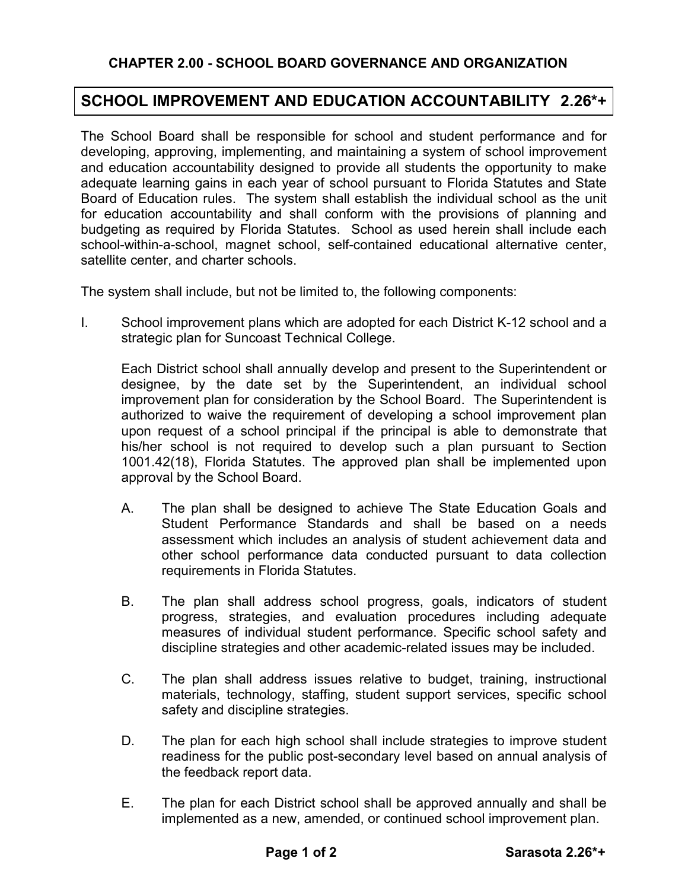## CHAPTER 2.00 - SCHOOL BOARD GOVERNANCE AND ORGANIZATION

# SCHOOL IMPROVEMENT AND EDUCATION ACCOUNTABILITY 2.26*+

The School Board shall be responsible for school and student performance and for developing, approving, implementing, and maintaining a system of school improvement and education accountability designed to provide all students the opportunity to make adequate learning gains in each year of school pursuant to Florida Statutes and State Board of Education rules. The system shall establish the individual school as the unit for education accountability and shall conform with the provisions of planning and budgeting as required by Florida Statutes. School as used herein shall include each school-within-a-school, magnet school, self-contained educational alternative center, satellite center, and charter schools.

The system shall include, but not be limited to, the following components:

I. School improvement plans which are adopted for each District K-12 school and a strategic plan for Suncoast Technical College.

   Each District school shall annually develop and present to the Superintendent or designee, by the date set by the Superintendent, an individual school improvement plan for consideration by the School Board. The Superintendent is authorized to waive the requirement of developing a school improvement plan upon request of a school principal if the principal is able to demonstrate that his/her school is not required to develop such a plan pursuant to Section 1001.42(18), Florida Statutes. The approved plan shall be implemented upon approval by the School Board.

   A. The plan shall be designed to achieve The State Education Goals and Student Performance Standards and shall be based on a needs assessment which includes an analysis of student achievement data and other school performance data conducted pursuant to data collection requirements in Florida Statutes.

   B. The plan shall address school progress, goals, indicators of student progress, strategies, and evaluation procedures including adequate measures of individual student performance. Specific school safety and discipline strategies and other academic-related issues may be included.

   C. The plan shall address issues relative to budget, training, instructional materials, technology, staffing, student support services, specific school safety and discipline strategies.

   D. The plan for each high school shall include strategies to improve student readiness for the public post-secondary level based on annual analysis of the feedback report data.

   E. The plan for each District school shall be approved annually and shall be implemented as a new, amended, or continued school improvement plan.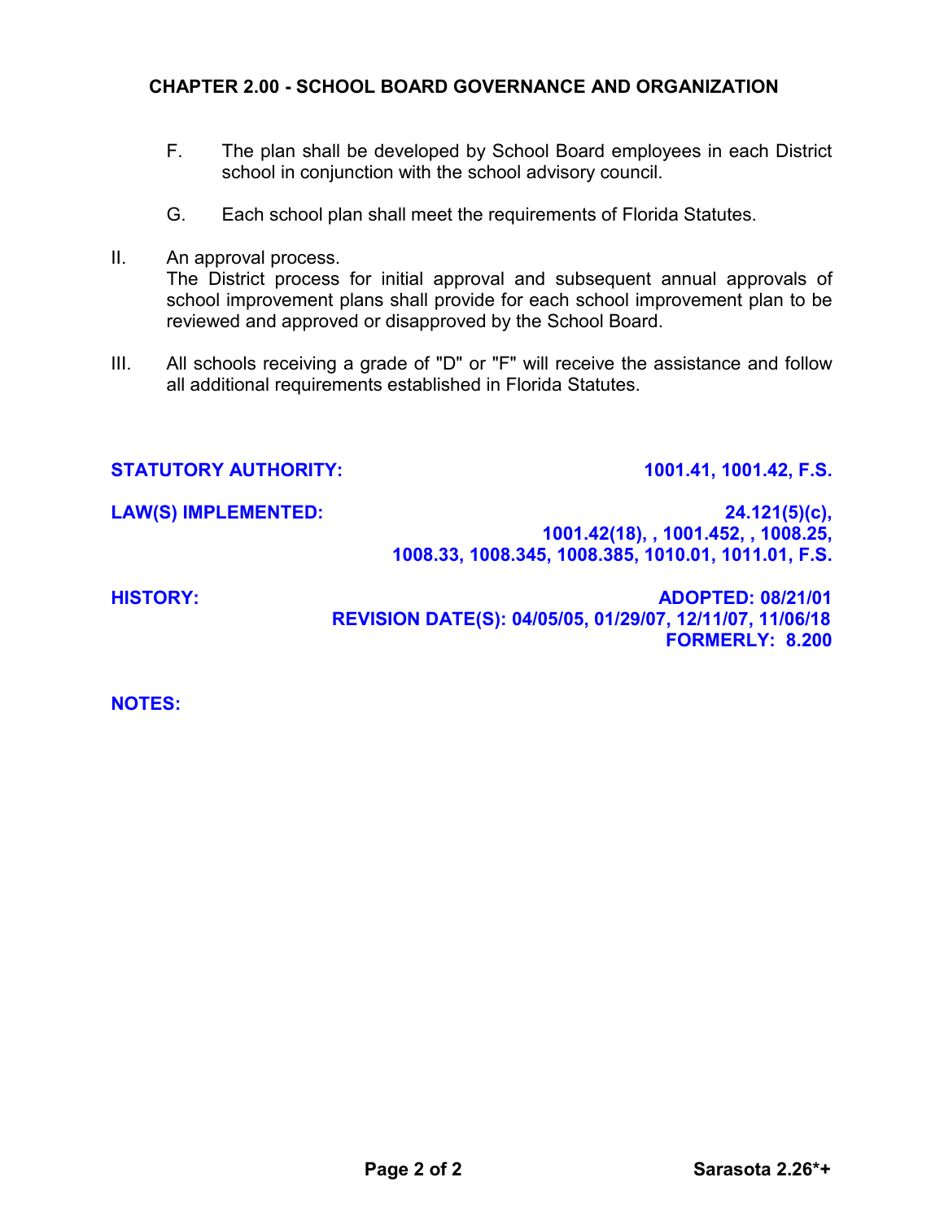F. The plan shall be developed by School Board employees in each District school in conjunction with the school advisory council.

G. Each school plan shall meet the requirements of Florida Statutes.

II. An approval process.
The District process for initial approval and subsequent annual approvals of school improvement plans shall provide for each school improvement plan to be reviewed and approved or disapproved by the School Board.

III. All schools receiving a grade of "D" or "F" will receive the assistance and follow all additional requirements established in Florida Statutes.

**STATUTORY AUTHORITY:** **1001.41, 1001.42, F.S.**

**LAW(S) IMPLEMENTED:** **24.121(5)(c), 1001.42(18), , 1001.452, , 1008.25, 1008.33, 1008.345, 1008.385, 1010.01, 1011.01, F.S.**

**HISTORY:** **ADOPTED: 08/21/01**
**REVISION DATE(S): 04/05/05, 01/29/07, 12/11/07, 11/06/18**
**FORMERLY: 8.200**

**NOTES:**